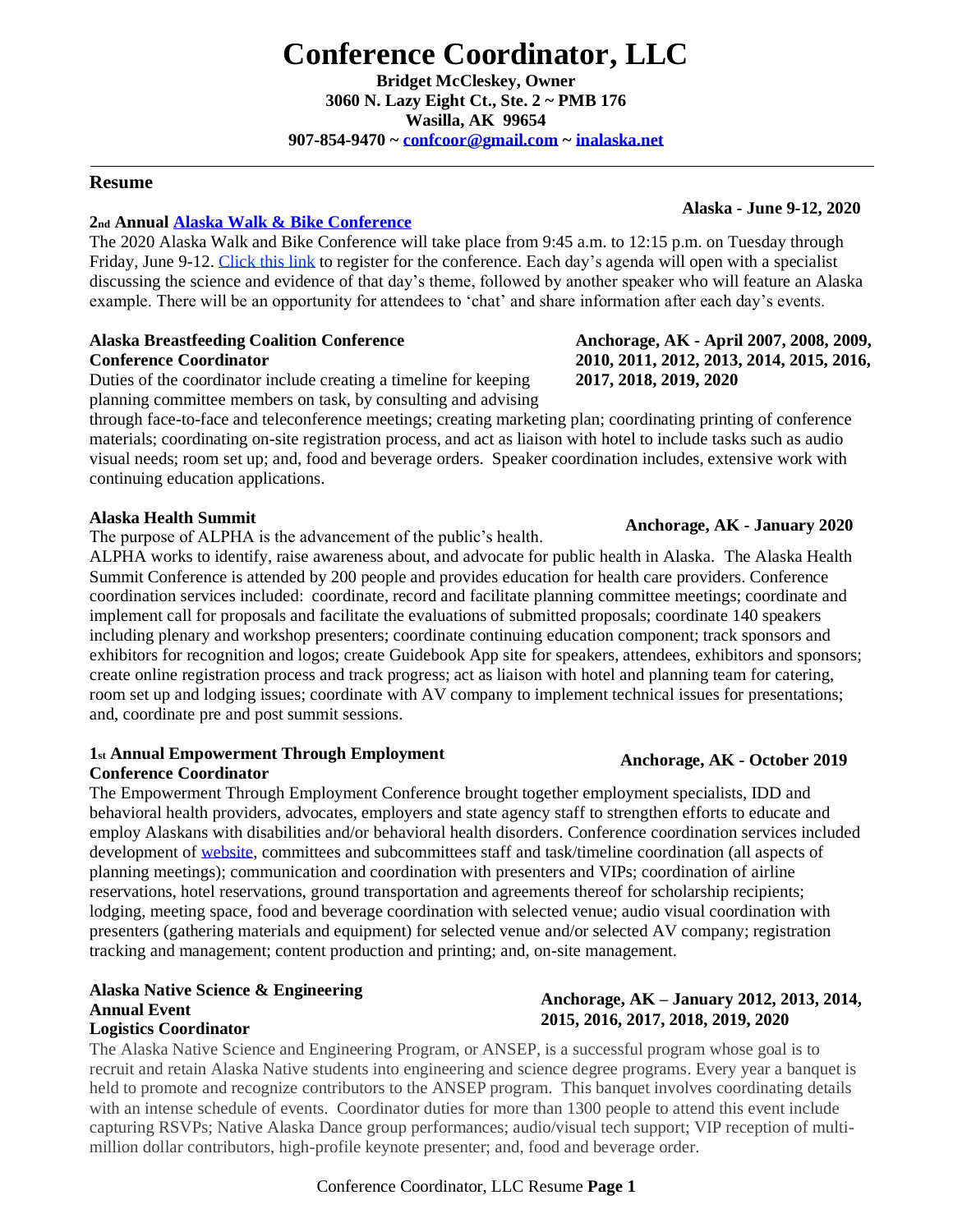# Conference Coordinator, LLC

**Bridget McCleskey, Owner**
**3060 N. Lazy Eight Ct., Ste. 2 ~ PMB 176**
**Wasilla, AK 99654**
**907-854-9470 ~ confcoor@gmail.com ~ inalaska.net**

---

## Resume

### 2nd Annual Alaska Walk & Bike Conference

**Alaska - June 9-12, 2020**

The 2020 Alaska Walk and Bike Conference will take place from 9:45 a.m. to 12:15 p.m. on Tuesday through Friday, June 9-12. Click this link to register for the conference. Each day's agenda will open with a specialist discussing the science and evidence of that day's theme, followed by another speaker who will feature an Alaska example. There will be an opportunity for attendees to 'chat' and share information after each day's events.

### Alaska Breastfeeding Coalition Conference
**Conference Coordinator**

**Anchorage, AK - April 2007, 2008, 2009, 2010, 2011, 2012, 2013, 2014, 2015, 2016, 2017, 2018, 2019, 2020**

Duties of the coordinator include creating a timeline for keeping planning committee members on task, by consulting and advising through face-to-face and teleconference meetings; creating marketing plan; coordinating printing of conference materials; coordinating on-site registration process, and act as liaison with hotel to include tasks such as audio visual needs; room set up; and, food and beverage orders. Speaker coordination includes, extensive work with continuing education applications.

### Alaska Health Summit

**Anchorage, AK - January 2020**

The purpose of ALPHA is the advancement of the public's health.
ALPHA works to identify, raise awareness about, and advocate for public health in Alaska. The Alaska Health Summit Conference is attended by 200 people and provides education for health care providers. Conference coordination services included: coordinate, record and facilitate planning committee meetings; coordinate and implement call for proposals and facilitate the evaluations of submitted proposals; coordinate 140 speakers including plenary and workshop presenters; coordinate continuing education component; track sponsors and exhibitors for recognition and logos; create Guidebook App site for speakers, attendees, exhibitors and sponsors; create online registration process and track progress; act as liaison with hotel and planning team for catering, room set up and lodging issues; coordinate with AV company to implement technical issues for presentations; and, coordinate pre and post summit sessions.

### 1st Annual Empowerment Through Employment
**Conference Coordinator**

**Anchorage, AK - October 2019**

The Empowerment Through Employment Conference brought together employment specialists, IDD and behavioral health providers, advocates, employers and state agency staff to strengthen efforts to educate and employ Alaskans with disabilities and/or behavioral health disorders. Conference coordination services included development of website, committees and subcommittees staff and task/timeline coordination (all aspects of planning meetings); communication and coordination with presenters and VIPs; coordination of airline reservations, hotel reservations, ground transportation and agreements thereof for scholarship recipients; lodging, meeting space, food and beverage coordination with selected venue; audio visual coordination with presenters (gathering materials and equipment) for selected venue and/or selected AV company; registration tracking and management; content production and printing; and, on-site management.

### Alaska Native Science & Engineering Annual Event
**Logistics Coordinator**

**Anchorage, AK – January 2012, 2013, 2014, 2015, 2016, 2017, 2018, 2019, 2020**

The Alaska Native Science and Engineering Program, or ANSEP, is a successful program whose goal is to recruit and retain Alaska Native students into engineering and science degree programs. Every year a banquet is held to promote and recognize contributors to the ANSEP program. This banquet involves coordinating details with an intense schedule of events. Coordinator duties for more than 1300 people to attend this event include capturing RSVPs; Native Alaska Dance group performances; audio/visual tech support; VIP reception of multi-million dollar contributors, high-profile keynote presenter; and, food and beverage order.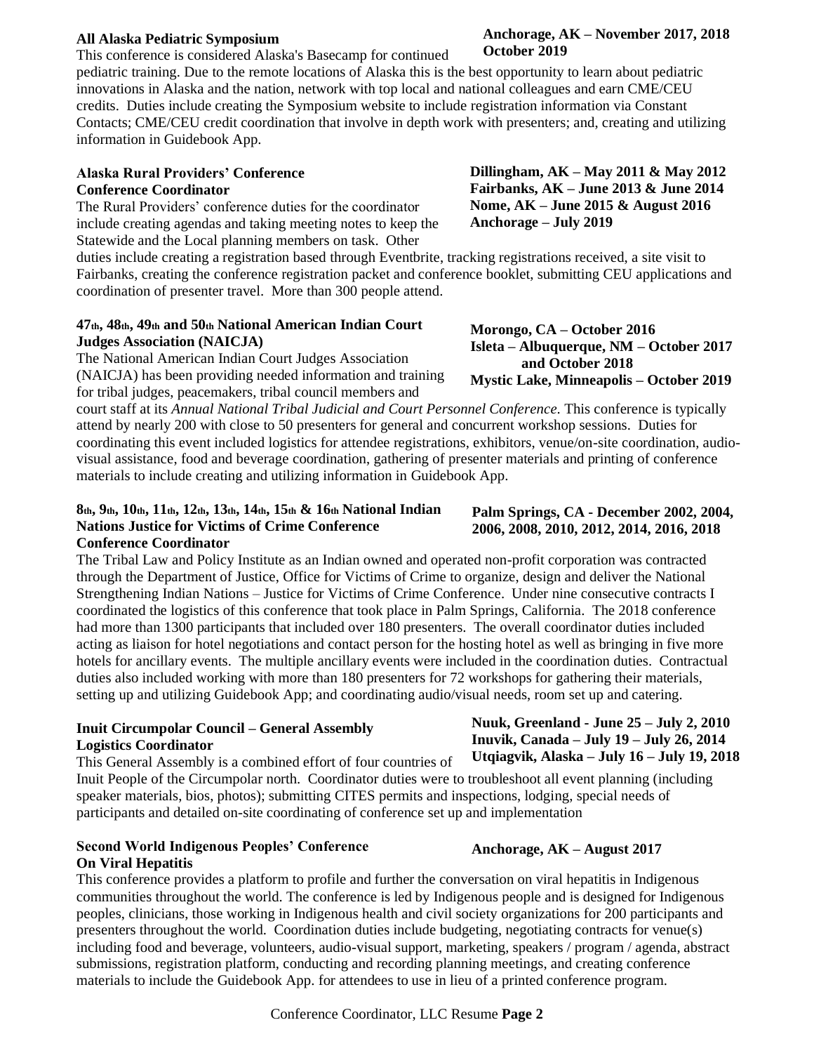**All Alaska Pediatric Symposium**

**Anchorage, AK – November 2017, 2018 October 2019**

This conference is considered Alaska's Basecamp for continued pediatric training. Due to the remote locations of Alaska this is the best opportunity to learn about pediatric innovations in Alaska and the nation, network with top local and national colleagues and earn CME/CEU credits. Duties include creating the Symposium website to include registration information via Constant Contacts; CME/CEU credit coordination that involve in depth work with presenters; and, creating and utilizing information in Guidebook App.

**Alaska Rural Providers' Conference**
**Conference Coordinator**

**Dillingham, AK – May 2011 & May 2012**
**Fairbanks, AK – June 2013 & June 2014**
**Nome, AK – June 2015 & August 2016**
**Anchorage – July 2019**

The Rural Providers' conference duties for the coordinator include creating agendas and taking meeting notes to keep the Statewide and the Local planning members on task. Other duties include creating a registration based through Eventbrite, tracking registrations received, a site visit to Fairbanks, creating the conference registration packet and conference booklet, submitting CEU applications and coordination of presenter travel. More than 300 people attend.

**47th, 48th, 49th and 50th National American Indian Court Judges Association (NAICJA)**

**Morongo, CA – October 2016**
**Isleta – Albuquerque, NM – October 2017 and October 2018**
**Mystic Lake, Minneapolis – October 2019**

The National American Indian Court Judges Association (NAICJA) has been providing needed information and training for tribal judges, peacemakers, tribal council members and court staff at its *Annual National Tribal Judicial and Court Personnel Conference.* This conference is typically attend by nearly 200 with close to 50 presenters for general and concurrent workshop sessions. Duties for coordinating this event included logistics for attendee registrations, exhibitors, venue/on-site coordination, audio-visual assistance, food and beverage coordination, gathering of presenter materials and printing of conference materials to include creating and utilizing information in Guidebook App.

**8th, 9th, 10th, 11th, 12th, 13th, 14th, 15th & 16th National Indian Nations Justice for Victims of Crime Conference**
**Conference Coordinator**

**Palm Springs, CA - December 2002, 2004, 2006, 2008, 2010, 2012, 2014, 2016, 2018**

The Tribal Law and Policy Institute as an Indian owned and operated non-profit corporation was contracted through the Department of Justice, Office for Victims of Crime to organize, design and deliver the National Strengthening Indian Nations – Justice for Victims of Crime Conference. Under nine consecutive contracts I coordinated the logistics of this conference that took place in Palm Springs, California. The 2018 conference had more than 1300 participants that included over 180 presenters. The overall coordinator duties included acting as liaison for hotel negotiations and contact person for the hosting hotel as well as bringing in five more hotels for ancillary events. The multiple ancillary events were included in the coordination duties. Contractual duties also included working with more than 180 presenters for 72 workshops for gathering their materials, setting up and utilizing Guidebook App; and coordinating audio/visual needs, room set up and catering.

**Inuit Circumpolar Council – General Assembly**
**Logistics Coordinator**

**Nuuk, Greenland - June 25 – July 2, 2010**
**Inuvik, Canada – July 19 – July 26, 2014**
**Utqiagvik, Alaska – July 16 – July 19, 2018**

This General Assembly is a combined effort of four countries of Inuit People of the Circumpolar north. Coordinator duties were to troubleshoot all event planning (including speaker materials, bios, photos); submitting CITES permits and inspections, lodging, special needs of participants and detailed on-site coordinating of conference set up and implementation

**Second World Indigenous Peoples' Conference On Viral Hepatitis**

**Anchorage, AK – August 2017**

This conference provides a platform to profile and further the conversation on viral hepatitis in Indigenous communities throughout the world. The conference is led by Indigenous people and is designed for Indigenous peoples, clinicians, those working in Indigenous health and civil society organizations for 200 participants and presenters throughout the world. Coordination duties include budgeting, negotiating contracts for venue(s) including food and beverage, volunteers, audio-visual support, marketing, speakers / program / agenda, abstract submissions, registration platform, conducting and recording planning meetings, and creating conference materials to include the Guidebook App. for attendees to use in lieu of a printed conference program.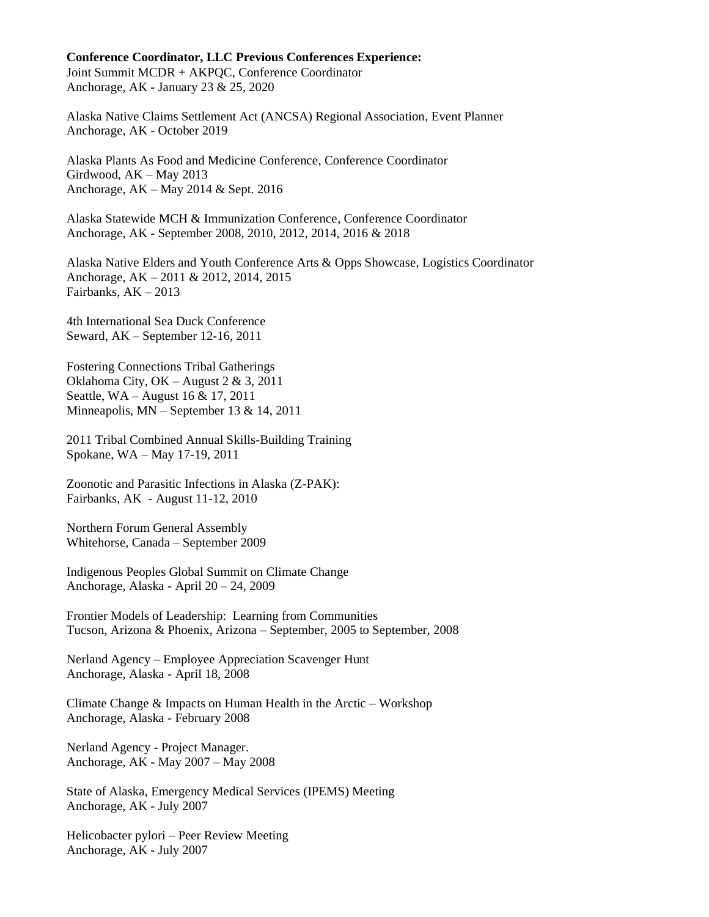**Conference Coordinator, LLC Previous Conferences Experience:**
Joint Summit MCDR + AKPQC, Conference Coordinator
Anchorage, AK - January 23 & 25, 2020

Alaska Native Claims Settlement Act (ANCSA) Regional Association, Event Planner
Anchorage, AK - October 2019

Alaska Plants As Food and Medicine Conference, Conference Coordinator
Girdwood, AK – May 2013
Anchorage, AK – May 2014 & Sept. 2016

Alaska Statewide MCH & Immunization Conference, Conference Coordinator
Anchorage, AK - September 2008, 2010, 2012, 2014, 2016 & 2018

Alaska Native Elders and Youth Conference Arts & Opps Showcase, Logistics Coordinator
Anchorage, AK – 2011 & 2012, 2014, 2015
Fairbanks, AK – 2013

4th International Sea Duck Conference
Seward, AK – September 12-16, 2011

Fostering Connections Tribal Gatherings
Oklahoma City, OK – August 2 & 3, 2011
Seattle, WA – August 16 & 17, 2011
Minneapolis, MN – September 13 & 14, 2011

2011 Tribal Combined Annual Skills-Building Training
Spokane, WA – May 17-19, 2011

Zoonotic and Parasitic Infections in Alaska (Z-PAK):
Fairbanks, AK - August 11-12, 2010

Northern Forum General Assembly
Whitehorse, Canada – September 2009

Indigenous Peoples Global Summit on Climate Change
Anchorage, Alaska - April 20 – 24, 2009

Frontier Models of Leadership: Learning from Communities
Tucson, Arizona & Phoenix, Arizona – September, 2005 to September, 2008

Nerland Agency – Employee Appreciation Scavenger Hunt
Anchorage, Alaska - April 18, 2008

Climate Change & Impacts on Human Health in the Arctic – Workshop
Anchorage, Alaska - February 2008

Nerland Agency - Project Manager.
Anchorage, AK - May 2007 – May 2008

State of Alaska, Emergency Medical Services (IPEMS) Meeting
Anchorage, AK - July 2007

Helicobacter pylori – Peer Review Meeting
Anchorage, AK - July 2007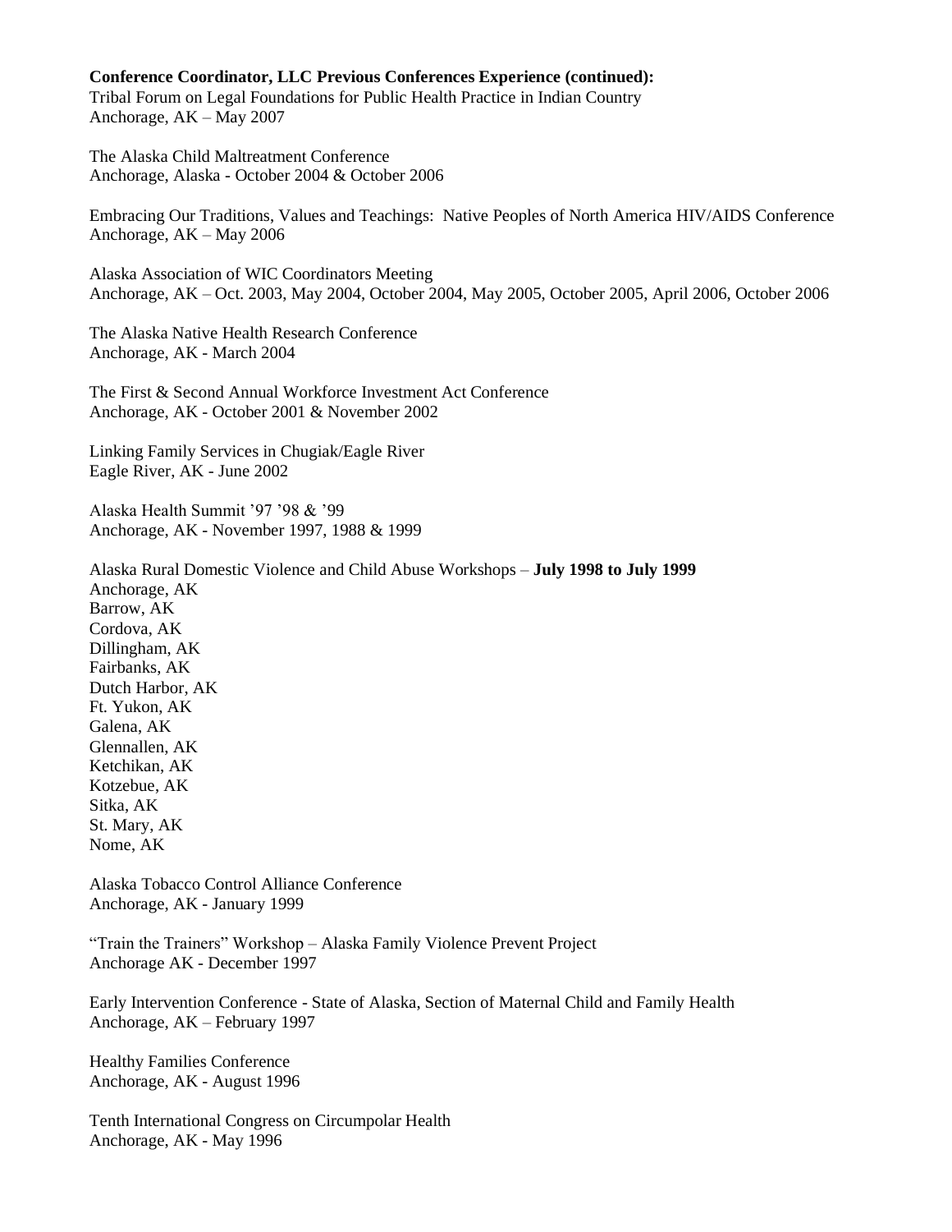**Conference Coordinator, LLC Previous Conferences Experience (continued):**

Tribal Forum on Legal Foundations for Public Health Practice in Indian Country
Anchorage, AK – May 2007

The Alaska Child Maltreatment Conference
Anchorage, Alaska - October 2004 & October 2006

Embracing Our Traditions, Values and Teachings: Native Peoples of North America HIV/AIDS Conference
Anchorage, AK – May 2006

Alaska Association of WIC Coordinators Meeting
Anchorage, AK – Oct. 2003, May 2004, October 2004, May 2005, October 2005, April 2006, October 2006

The Alaska Native Health Research Conference
Anchorage, AK - March 2004

The First & Second Annual Workforce Investment Act Conference
Anchorage, AK - October 2001 & November 2002

Linking Family Services in Chugiak/Eagle River
Eagle River, AK - June 2002

Alaska Health Summit '97 '98 & '99
Anchorage, AK - November 1997, 1988 & 1999

Alaska Rural Domestic Violence and Child Abuse Workshops – **July 1998 to July 1999**
Anchorage, AK
Barrow, AK
Cordova, AK
Dillingham, AK
Fairbanks, AK
Dutch Harbor, AK
Ft. Yukon, AK
Galena, AK
Glennallen, AK
Ketchikan, AK
Kotzebue, AK
Sitka, AK
St. Mary, AK
Nome, AK

Alaska Tobacco Control Alliance Conference
Anchorage, AK - January 1999

"Train the Trainers" Workshop – Alaska Family Violence Prevent Project
Anchorage AK - December 1997

Early Intervention Conference - State of Alaska, Section of Maternal Child and Family Health
Anchorage, AK – February 1997

Healthy Families Conference
Anchorage, AK - August 1996

Tenth International Congress on Circumpolar Health
Anchorage, AK - May 1996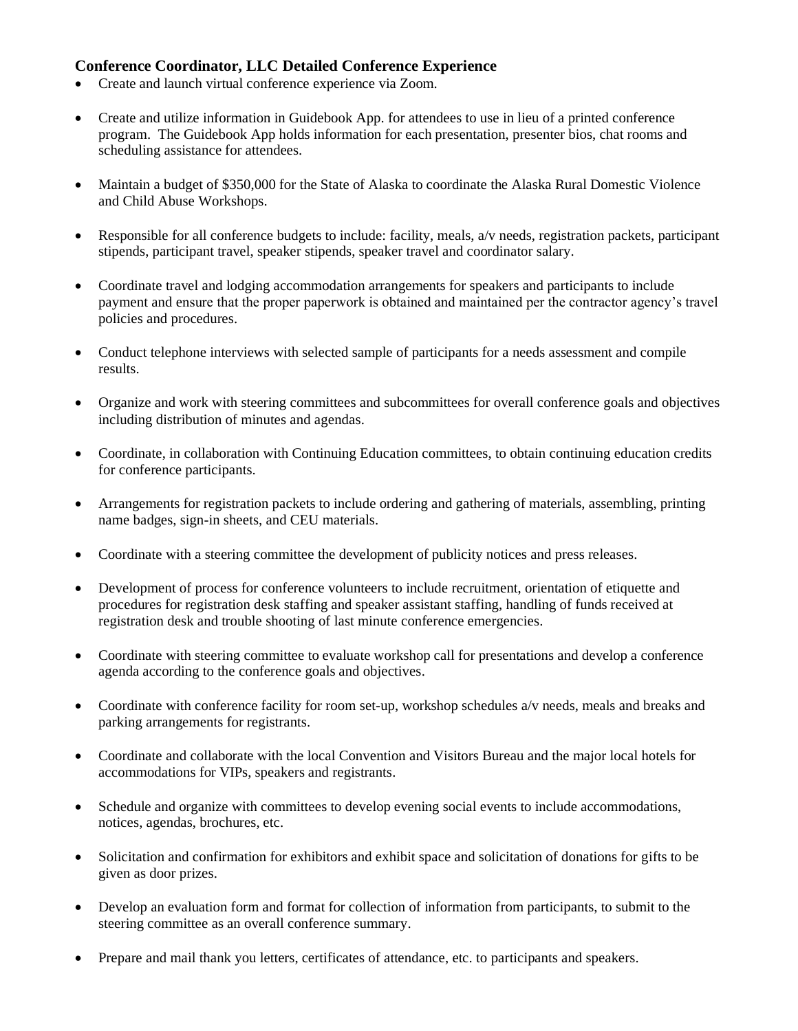### Conference Coordinator, LLC Detailed Conference Experience

- Create and launch virtual conference experience via Zoom.
- Create and utilize information in Guidebook App. for attendees to use in lieu of a printed conference program. The Guidebook App holds information for each presentation, presenter bios, chat rooms and scheduling assistance for attendees.
- Maintain a budget of $350,000 for the State of Alaska to coordinate the Alaska Rural Domestic Violence and Child Abuse Workshops.
- Responsible for all conference budgets to include: facility, meals, a/v needs, registration packets, participant stipends, participant travel, speaker stipends, speaker travel and coordinator salary.
- Coordinate travel and lodging accommodation arrangements for speakers and participants to include payment and ensure that the proper paperwork is obtained and maintained per the contractor agency's travel policies and procedures.
- Conduct telephone interviews with selected sample of participants for a needs assessment and compile results.
- Organize and work with steering committees and subcommittees for overall conference goals and objectives including distribution of minutes and agendas.
- Coordinate, in collaboration with Continuing Education committees, to obtain continuing education credits for conference participants.
- Arrangements for registration packets to include ordering and gathering of materials, assembling, printing name badges, sign-in sheets, and CEU materials.
- Coordinate with a steering committee the development of publicity notices and press releases.
- Development of process for conference volunteers to include recruitment, orientation of etiquette and procedures for registration desk staffing and speaker assistant staffing, handling of funds received at registration desk and trouble shooting of last minute conference emergencies.
- Coordinate with steering committee to evaluate workshop call for presentations and develop a conference agenda according to the conference goals and objectives.
- Coordinate with conference facility for room set-up, workshop schedules a/v needs, meals and breaks and parking arrangements for registrants.
- Coordinate and collaborate with the local Convention and Visitors Bureau and the major local hotels for accommodations for VIPs, speakers and registrants.
- Schedule and organize with committees to develop evening social events to include accommodations, notices, agendas, brochures, etc.
- Solicitation and confirmation for exhibitors and exhibit space and solicitation of donations for gifts to be given as door prizes.
- Develop an evaluation form and format for collection of information from participants, to submit to the steering committee as an overall conference summary.
- Prepare and mail thank you letters, certificates of attendance, etc. to participants and speakers.